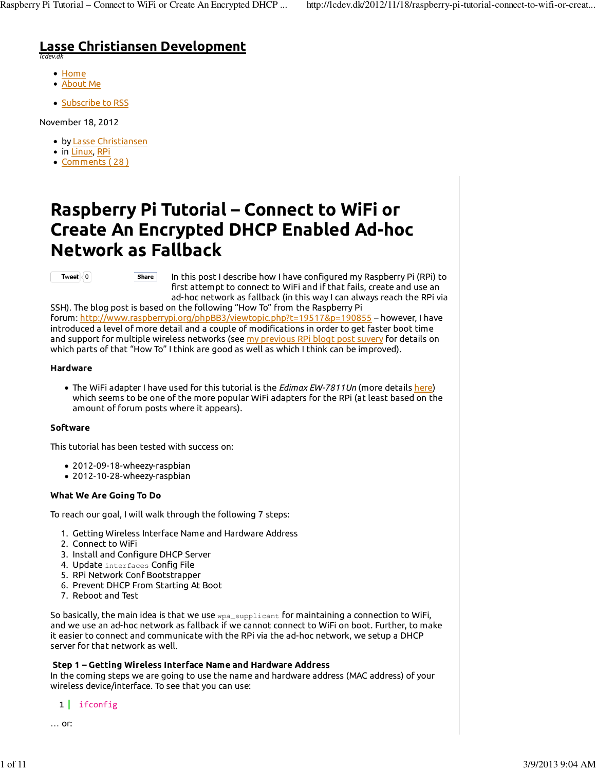# Lasse Christiansen Development

lcdev.dk

- Home
- About Me

- Subscribe to RSS

November 18, 2012

- by Lasse Christiansen
- in Linux, RPi
- Comments ( 28 )

## Raspberry Pi Tutorial – Connect to WiFi or Create An Encrypted DHCP Enabled Ad-hoc Network as Fallback

Tweet 0 Share

In this post I describe how I have configured my Raspberry Pi (RPi) to first attempt to connect to WiFi and if that fails, create and use an ad-hoc network as fallback (in this way I can always reach the RPi via SSH). The blog post is based on the following "How To" from the Raspberry Pi forum: http://www.raspberrypi.org/phpBB3/viewtopic.php?t=19517&p=190855 – however, I have introduced a level of more detail and a couple of modifications in order to get faster boot time and support for multiple wireless networks (see my previous RPi blogt post suvery for details on which parts of that "How To" I think are good as well as which I think can be improved).

**Hardware**

- The WiFi adapter I have used for this tutorial is the *Edimax EW-7811Un* (more details here) which seems to be one of the more popular WiFi adapters for the RPi (at least based on the amount of forum posts where it appears).

**Software**

This tutorial has been tested with success on:

- 2012-09-18-wheezy-raspbian
- 2012-10-28-wheezy-raspbian

**What We Are Going To Do**

To reach our goal, I will walk through the following 7 steps:

1. Getting Wireless Interface Name and Hardware Address
2. Connect to WiFi
3. Install and Configure DHCP Server
4. Update `interfaces` Config File
5. RPi Network Conf Bootstrapper
6. Prevent DHCP From Starting At Boot
7. Reboot and Test

So basically, the main idea is that we use `wpa_supplicant` for maintaining a connection to WiFi, and we use an ad-hoc network as fallback if we cannot connect to WiFi on boot. Further, to make it easier to connect and communicate with the RPi via the ad-hoc network, we setup a DHCP server for that network as well.

**Step 1 – Getting Wireless Interface Name and Hardware Address**

In the coming steps we are going to use the name and hardware address (MAC address) of your wireless device/interface. To see that you can use:

```
1  ifconfig
```

… or: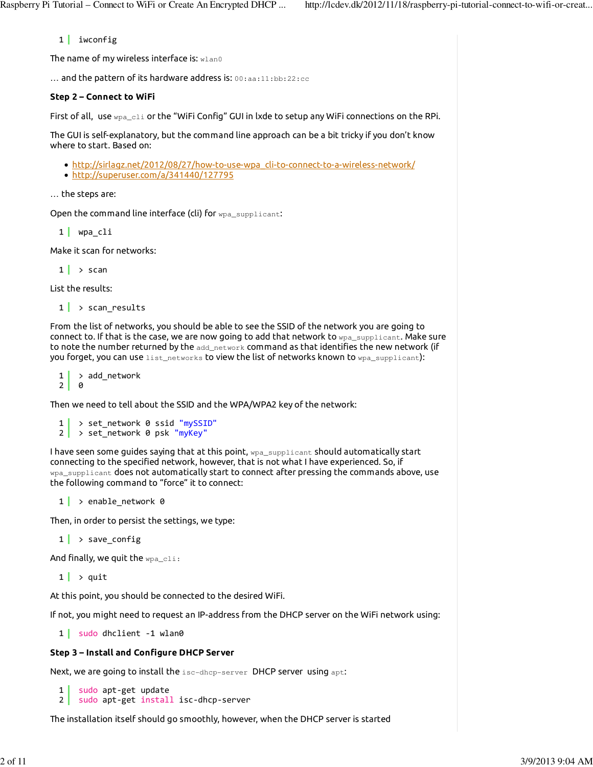```
iwconfig
```

The name of my wireless interface is: `wlan0`

… and the pattern of its hardware address is: `00:aa:11:bb:22:cc`

**Step 2 – Connect to WiFi**

First of all, use `wpa_cli` or the "WiFi Config" GUI in lxde to setup any WiFi connections on the RPi.

The GUI is self-explanatory, but the command line approach can be a bit tricky if you don't know where to start. Based on:

- http://sirlagz.net/2012/08/27/how-to-use-wpa_cli-to-connect-to-a-wireless-network/
- http://superuser.com/a/341440/127795

… the steps are:

Open the command line interface (cli) for `wpa_supplicant`:

```
wpa_cli
```

Make it scan for networks:

```
> scan
```

List the results:

```
> scan_results
```

From the list of networks, you should be able to see the SSID of the network you are going to connect to. If that is the case, we are now going to add that network to `wpa_supplicant`. Make sure to note the number returned by the `add_network` command as that identifies the new network (if you forget, you can use `list_networks` to view the list of networks known to `wpa_supplicant`):

```
> add_network
0
```

Then we need to tell about the SSID and the WPA/WPA2 key of the network:

```
> set_network 0 ssid "mySSID"
> set_network 0 psk "myKey"
```

I have seen some guides saying that at this point, `wpa_supplicant` should automatically start connecting to the specified network, however, that is not what I have experienced. So, if `wpa_supplicant` does not automatically start to connect after pressing the commands above, use the following command to "force" it to connect:

```
> enable_network 0
```

Then, in order to persist the settings, we type:

```
> save_config
```

And finally, we quit the `wpa_cli`:

```
> quit
```

At this point, you should be connected to the desired WiFi.

If not, you might need to request an IP-address from the DHCP server on the WiFi network using:

```
sudo dhclient -1 wlan0
```

**Step 3 – Install and Configure DHCP Server**

Next, we are going to install the `isc-dhcp-server` DHCP server using `apt`:

```
sudo apt-get update
sudo apt-get install isc-dhcp-server
```

The installation itself should go smoothly, however, when the DHCP server is started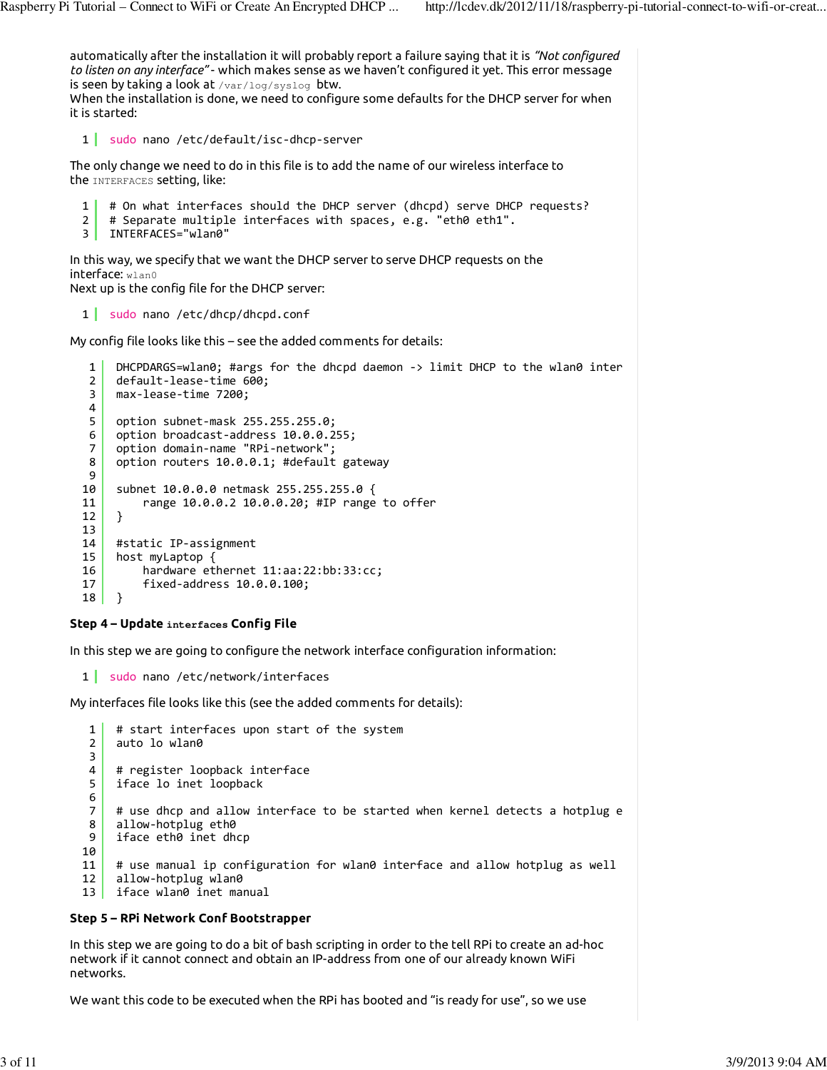automatically after the installation it will probably report a failure saying that it is *"Not configured to listen on any interface"* - which makes sense as we haven't configured it yet. This error message is seen by taking a look at `/var/log/syslog` btw.
When the installation is done, we need to configure some defaults for the DHCP server for when it is started:

```
sudo nano /etc/default/isc-dhcp-server
```

The only change we need to do in this file is to add the name of our wireless interface to the `INTERFACES` setting, like:

```
# On what interfaces should the DHCP server (dhcpd) serve DHCP requests?
# Separate multiple interfaces with spaces, e.g. "eth0 eth1".
INTERFACES="wlan0"
```

In this way, we specify that we want the DHCP server to serve DHCP requests on the interface: `wlan0`
Next up is the config file for the DHCP server:

```
sudo nano /etc/dhcp/dhcpd.conf
```

My config file looks like this – see the added comments for details:

```
DHCPDARGS=wlan0; #args for the dhcpd daemon -> limit DHCP to the wlan0 inter
default-lease-time 600;
max-lease-time 7200;

option subnet-mask 255.255.255.0;
option broadcast-address 10.0.0.255;
option domain-name "RPi-network";
option routers 10.0.0.1; #default gateway

subnet 10.0.0.0 netmask 255.255.255.0 {
    range 10.0.0.2 10.0.0.20; #IP range to offer
}

#static IP-assignment
host myLaptop {
    hardware ethernet 11:aa:22:bb:33:cc;
    fixed-address 10.0.0.100;
}
```

**Step 4 – Update `interfaces` Config File**

In this step we are going to configure the network interface configuration information:

```
sudo nano /etc/network/interfaces
```

My interfaces file looks like this (see the added comments for details):

```
# start interfaces upon start of the system
auto lo wlan0

# register loopback interface
iface lo inet loopback

# use dhcp and allow interface to be started when kernel detects a hotplug e
allow-hotplug eth0
iface eth0 inet dhcp

# use manual ip configuration for wlan0 interface and allow hotplug as well
allow-hotplug wlan0
iface wlan0 inet manual
```

**Step 5 – RPi Network Conf Bootstrapper**

In this step we are going to do a bit of bash scripting in order to the tell RPi to create an ad-hoc network if it cannot connect and obtain an IP-address from one of our already known WiFi networks.

We want this code to be executed when the RPi has booted and "is ready for use", so we use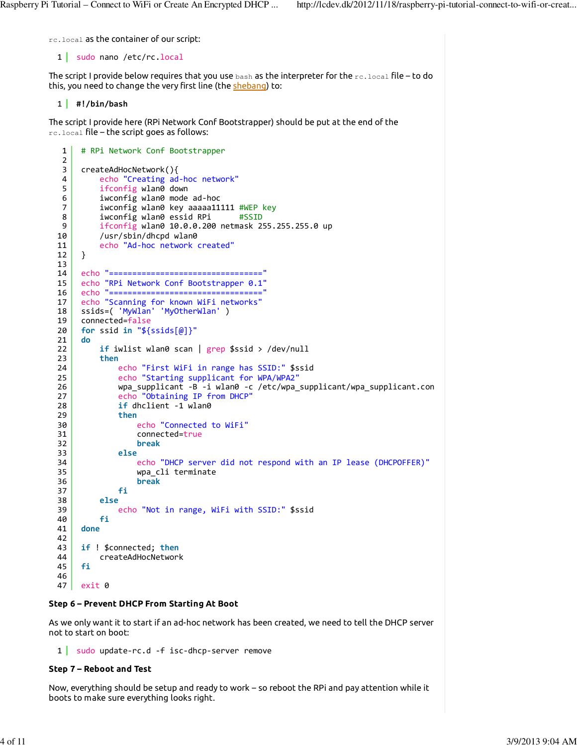`rc.local` as the container of our script:

```
sudo nano /etc/rc.local
```

The script I provide below requires that you use `bash` as the interpreter for the `rc.local` file – to do this, you need to change the very first line (the shebang) to:

```
#!/bin/bash
```

The script I provide here (RPi Network Conf Bootstrapper) should be put at the end of the `rc.local` file – the script goes as follows:

```
# RPi Network Conf Bootstrapper

createAdHocNetwork(){
    echo "Creating ad-hoc network"
    ifconfig wlan0 down
    iwconfig wlan0 mode ad-hoc
    iwconfig wlan0 key aaaaa11111 #WEP key
    iwconfig wlan0 essid RPi      #SSID
    ifconfig wlan0 10.0.0.200 netmask 255.255.255.0 up
    /usr/sbin/dhcpd wlan0
    echo "Ad-hoc network created"
}

echo "================================="
echo "RPi Network Conf Bootstrapper 0.1"
echo "================================="
echo "Scanning for known WiFi networks"
ssids=( 'MyWlan' 'MyOtherWlan' )
connected=false
for ssid in "${ssids[@]}"
do
    if iwlist wlan0 scan | grep $ssid > /dev/null
    then
        echo "First WiFi in range has SSID:" $ssid
        echo "Starting supplicant for WPA/WPA2"
        wpa_supplicant -B -i wlan0 -c /etc/wpa_supplicant/wpa_supplicant.con
        echo "Obtaining IP from DHCP"
        if dhclient -1 wlan0
        then
            echo "Connected to WiFi"
            connected=true
            break
        else
            echo "DHCP server did not respond with an IP lease (DHCPOFFER)"
            wpa_cli terminate
            break
        fi
    else
        echo "Not in range, WiFi with SSID:" $ssid
    fi
done

if ! $connected; then
    createAdHocNetwork
fi

exit 0
```

**Step 6 – Prevent DHCP From Starting At Boot**

As we only want it to start if an ad-hoc network has been created, we need to tell the DHCP server not to start on boot:

```
sudo update-rc.d -f isc-dhcp-server remove
```

**Step 7 – Reboot and Test**

Now, everything should be setup and ready to work – so reboot the RPi and pay attention while it boots to make sure everything looks right.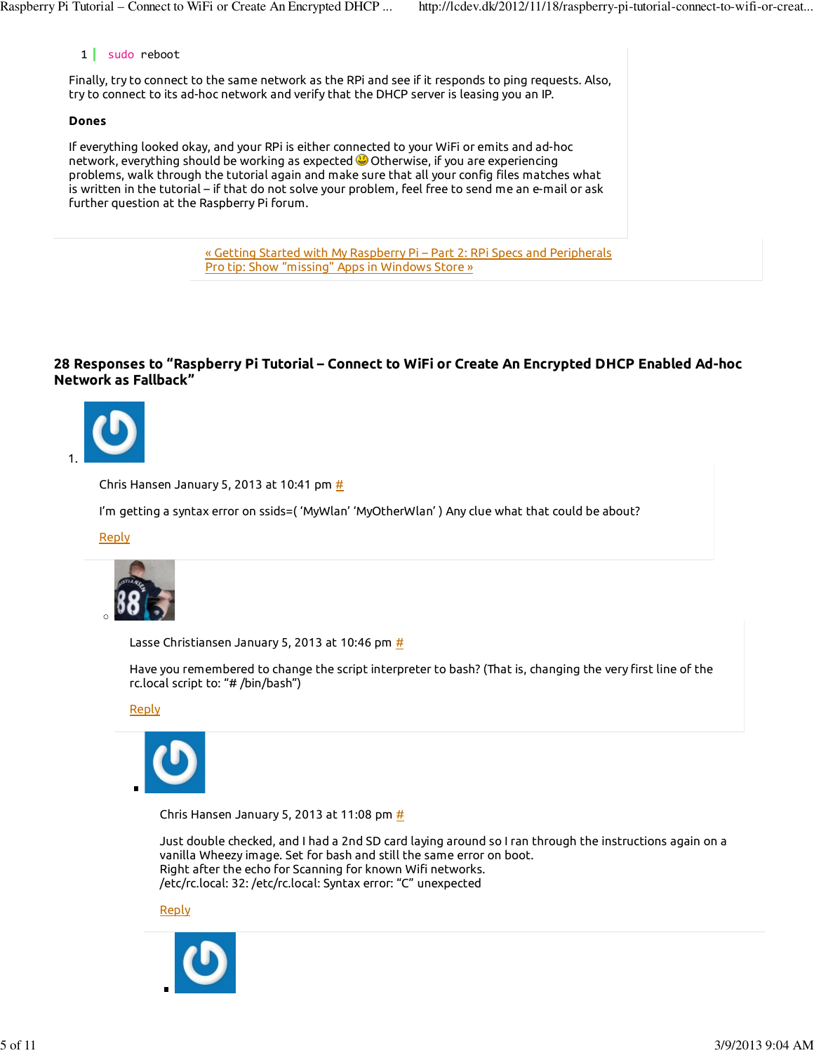```
1 sudo reboot
```

Finally, try to connect to the same network as the RPi and see if it responds to ping requests. Also, try to connect to its ad-hoc network and verify that the DHCP server is leasing you an IP.

**Dones**

If everything looked okay, and your RPi is either connected to your WiFi or emits and ad-hoc network, everything should be working as expected 😀 Otherwise, if you are experiencing problems, walk through the tutorial again and make sure that all your config files matches what is written in the tutorial – if that do not solve your problem, feel free to send me an e-mail or ask further question at the Raspberry Pi forum.

« Getting Started with My Raspberry Pi – Part 2: RPi Specs and Peripherals
Pro tip: Show "missing" Apps in Windows Store »

## 28 Responses to "Raspberry Pi Tutorial – Connect to WiFi or Create An Encrypted DHCP Enabled Ad-hoc Network as Fallback"

1. Chris Hansen January 5, 2013 at 10:41 pm #

   I'm getting a syntax error on ssids=( 'MyWlan' 'MyOtherWlan' ) Any clue what that could be about?

   Reply

   - Lasse Christiansen January 5, 2013 at 10:46 pm #

     Have you remembered to change the script interpreter to bash? (That is, changing the very first line of the rc.local script to: "# /bin/bash")

     Reply

     - Chris Hansen January 5, 2013 at 11:08 pm #

       Just double checked, and I had a 2nd SD card laying around so I ran through the instructions again on a vanilla Wheezy image. Set for bash and still the same error on boot.
       Right after the echo for Scanning for known Wifi networks.
       /etc/rc.local: 32: /etc/rc.local: Syntax error: "C" unexpected

       Reply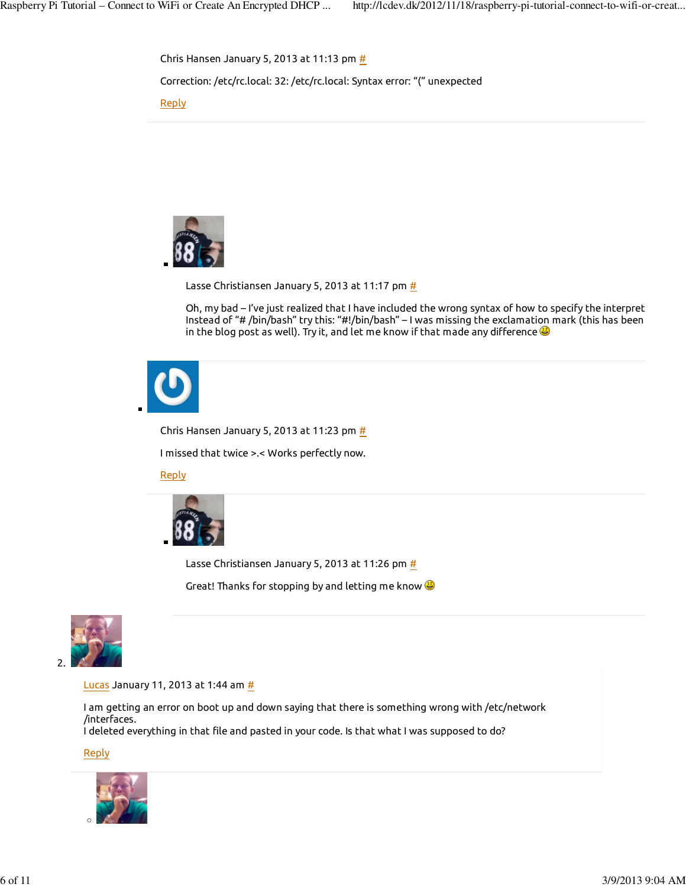Chris Hansen January 5, 2013 at 11:13 pm #

Correction: /etc/rc.local: 32: /etc/rc.local: Syntax error: "(" unexpected

Reply

- Lasse Christiansen January 5, 2013 at 11:17 pm #

  Oh, my bad – I've just realized that I have included the wrong syntax of how to specify the interpret Instead of "# /bin/bash" try this: "#!/bin/bash" – I was missing the exclamation mark (this has been in the blog post as well). Try it, and let me know if that made any difference 😃

- Chris Hansen January 5, 2013 at 11:23 pm #

  I missed that twice >.< Works perfectly now.

  Reply

- Lasse Christiansen January 5, 2013 at 11:26 pm #

  Great! Thanks for stopping by and letting me know 😃

2. Lucas January 11, 2013 at 1:44 am #

   I am getting an error on boot up and down saying that there is something wrong with /etc/network /interfaces.
   I deleted everything in that file and pasted in your code. Is that what I was supposed to do?

   Reply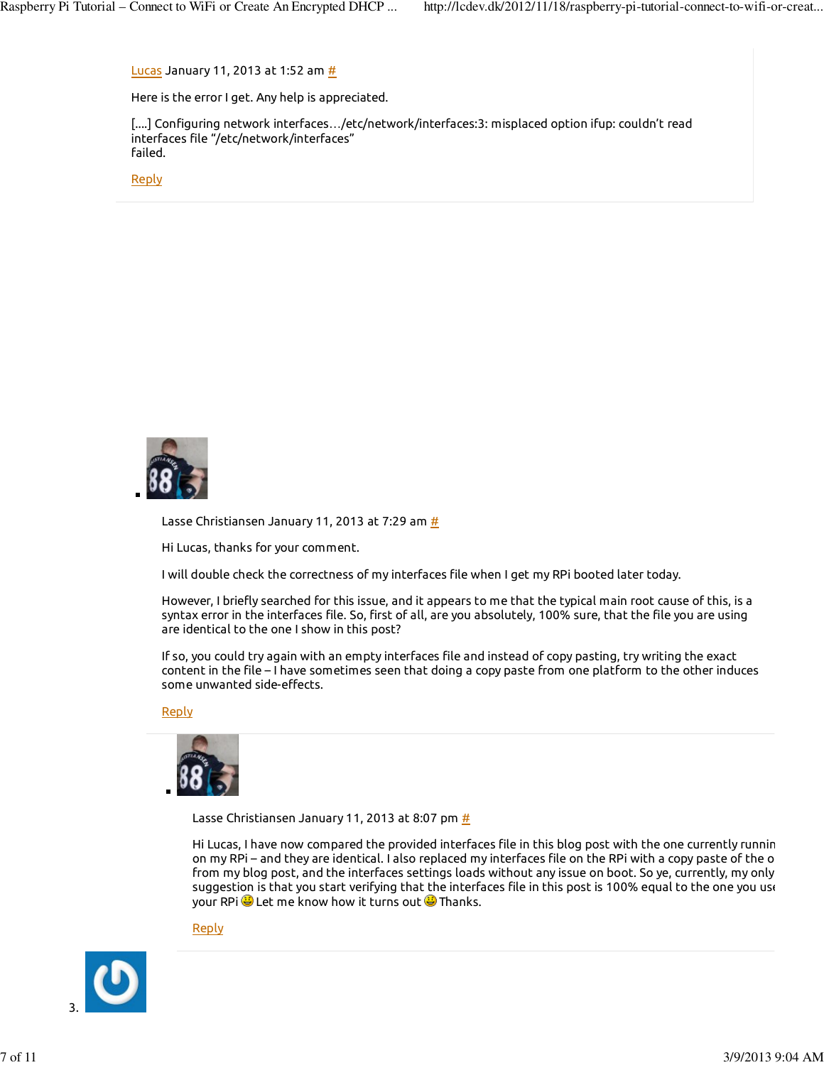Lucas January 11, 2013 at 1:52 am #

Here is the error I get. Any help is appreciated.

[....] Configuring network interfaces…/etc/network/interfaces:3: misplaced option ifup: couldn't read interfaces file "/etc/network/interfaces"
failed.

Reply

- Lasse Christiansen January 11, 2013 at 7:29 am #

  Hi Lucas, thanks for your comment.

  I will double check the correctness of my interfaces file when I get my RPi booted later today.

  However, I briefly searched for this issue, and it appears to me that the typical main root cause of this, is a syntax error in the interfaces file. So, first of all, are you absolutely, 100% sure, that the file you are using are identical to the one I show in this post?

  If so, you could try again with an empty interfaces file and instead of copy pasting, try writing the exact content in the file – I have sometimes seen that doing a copy paste from one platform to the other induces some unwanted side-effects.

  Reply

  - Lasse Christiansen January 11, 2013 at 8:07 pm #

    Hi Lucas, I have now compared the provided interfaces file in this blog post with the one currently runnin on my RPi – and they are identical. I also replaced my interfaces file on the RPi with a copy paste of the o from my blog post, and the interfaces settings loads without any issue on boot. So ye, currently, my only suggestion is that you start verifying that the interfaces file in this post is 100% equal to the one you use your RPi 😃 Let me know how it turns out 😃 Thanks.

    Reply

3.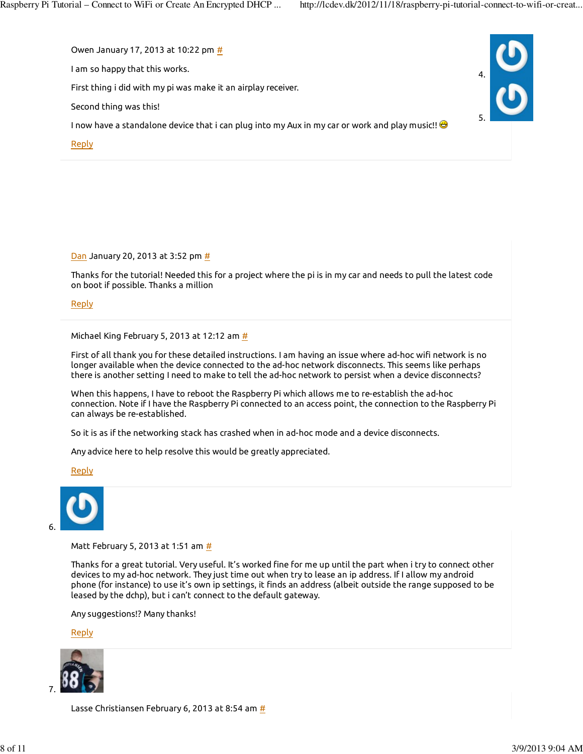Owen January 17, 2013 at 10:22 pm #

I am so happy that this works.

First thing i did with my pi was make it an airplay receiver.

Second thing was this!

I now have a standalone device that i can plug into my Aux in my car or work and play music!! 😁

Reply

4.

5.

Dan January 20, 2013 at 3:52 pm #

Thanks for the tutorial! Needed this for a project where the pi is in my car and needs to pull the latest code on boot if possible. Thanks a million

Reply

Michael King February 5, 2013 at 12:12 am #

First of all thank you for these detailed instructions. I am having an issue where ad-hoc wifi network is no longer available when the device connected to the ad-hoc network disconnects. This seems like perhaps there is another setting I need to make to tell the ad-hoc network to persist when a device disconnects?

When this happens, I have to reboot the Raspberry Pi which allows me to re-establish the ad-hoc connection. Note if I have the Raspberry Pi connected to an access point, the connection to the Raspberry Pi can always be re-established.

So it is as if the networking stack has crashed when in ad-hoc mode and a device disconnects.

Any advice here to help resolve this would be greatly appreciated.

Reply

6.

Matt February 5, 2013 at 1:51 am #

Thanks for a great tutorial. Very useful. It's worked fine for me up until the part when i try to connect other devices to my ad-hoc network. They just time out when try to lease an ip address. If I allow my android phone (for instance) to use it's own ip settings, it finds an address (albeit outside the range supposed to be leased by the dchp), but i can't connect to the default gateway.

Any suggestions!? Many thanks!

Reply

7.

Lasse Christiansen February 6, 2013 at 8:54 am #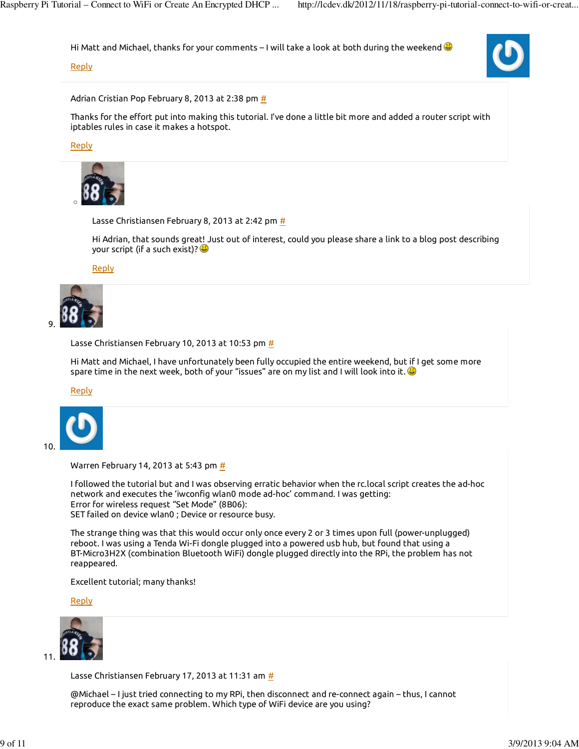Hi Matt and Michael, thanks for your comments – I will take a look at both during the weekend 😃

Reply

Adrian Cristian Pop February 8, 2013 at 2:38 pm #

Thanks for the effort put into making this tutorial. I've done a little bit more and added a router script with iptables rules in case it makes a hotspot.

Reply

- Lasse Christiansen February 8, 2013 at 2:42 pm #

  Hi Adrian, that sounds great! Just out of interest, could you please share a link to a blog post describing your script (if a such exist)? 😃

  Reply

9. Lasse Christiansen February 10, 2013 at 10:53 pm #

   Hi Matt and Michael, I have unfortunately been fully occupied the entire weekend, but if I get some more spare time in the next week, both of your "issues" are on my list and I will look into it. 😃

   Reply

10. Warren February 14, 2013 at 5:43 pm #

    I followed the tutorial but and I was observing erratic behavior when the rc.local script creates the ad-hoc network and executes the 'iwconfig wlan0 mode ad-hoc' command. I was getting:
    Error for wireless request "Set Mode" (8B06):
    SET failed on device wlan0 ; Device or resource busy.

    The strange thing was that this would occur only once every 2 or 3 times upon full (power-unplugged) reboot. I was using a Tenda Wi-Fi dongle plugged into a powered usb hub, but found that using a BT-Micro3H2X (combination Bluetooth WiFi) dongle plugged directly into the RPi, the problem has not reappeared.

    Excellent tutorial; many thanks!

    Reply

11. Lasse Christiansen February 17, 2013 at 11:31 am #

    @Michael – I just tried connecting to my RPi, then disconnect and re-connect again – thus, I cannot reproduce the exact same problem. Which type of WiFi device are you using?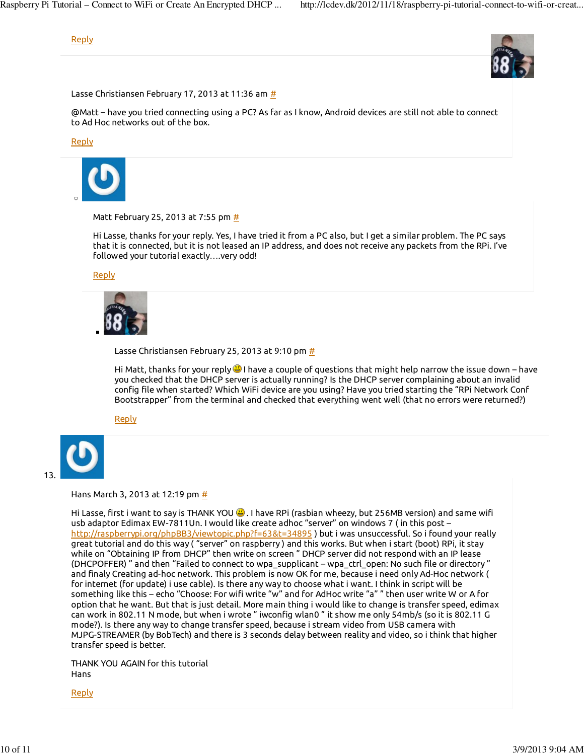Reply

Lasse Christiansen February 17, 2013 at 11:36 am #

@Matt – have you tried connecting using a PC? As far as I know, Android devices are still not able to connect to Ad Hoc networks out of the box.

Reply

- Matt February 25, 2013 at 7:55 pm #

  Hi Lasse, thanks for your reply. Yes, I have tried it from a PC also, but I get a similar problem. The PC says that it is connected, but it is not leased an IP address, and does not receive any packets from the RPi. I've followed your tutorial exactly….very odd!

  Reply

  - Lasse Christiansen February 25, 2013 at 9:10 pm #

    Hi Matt, thanks for your reply 😃 I have a couple of questions that might help narrow the issue down – have you checked that the DHCP server is actually running? Is the DHCP server complaining about an invalid config file when started? Which WiFi device are you using? Have you tried starting the "RPi Network Conf Bootstrapper" from the terminal and checked that everything went well (that no errors were returned?)

    Reply

13. Hans March 3, 2013 at 12:19 pm #

Hi Lasse, first i want to say is THANK YOU 😃. I have RPi (rasbian wheezy, but 256MB version) and same wifi usb adaptor Edimax EW-7811Un. I would like create adhoc "server" on windows 7 ( in this post – http://raspberrypi.org/phpBB3/viewtopic.php?f=63&t=34895 ) but i was unsuccessful. So i found your really great tutorial and do this way ( "server" on raspberry ) and this works. But when i start (boot) RPi, it stay while on "Obtaining IP from DHCP" then write on screen " DHCP server did not respond with an IP lease (DHCPOFFER) " and then "Failed to connect to wpa_supplicant – wpa_ctrl_open: No such file or directory " and finaly Creating ad-hoc network. This problem is now OK for me, because i need only Ad-Hoc network ( for internet (for update) i use cable). Is there any way to choose what i want. I think in script will be something like this – echo "Choose: For wifi write "w" and for AdHoc write "a" " then user write W or A for option that he want. But that is just detail. More main thing i would like to change is transfer speed, edimax can work in 802.11 N mode, but when i wrote " iwconfig wlan0 " it show me only 54mb/s (so it is 802.11 G mode?). Is there any way to change transfer speed, because i stream video from USB camera with MJPG-STREAMER (by BobTech) and there is 3 seconds delay between reality and video, so i think that higher transfer speed is better.

THANK YOU AGAIN for this tutorial
Hans

Reply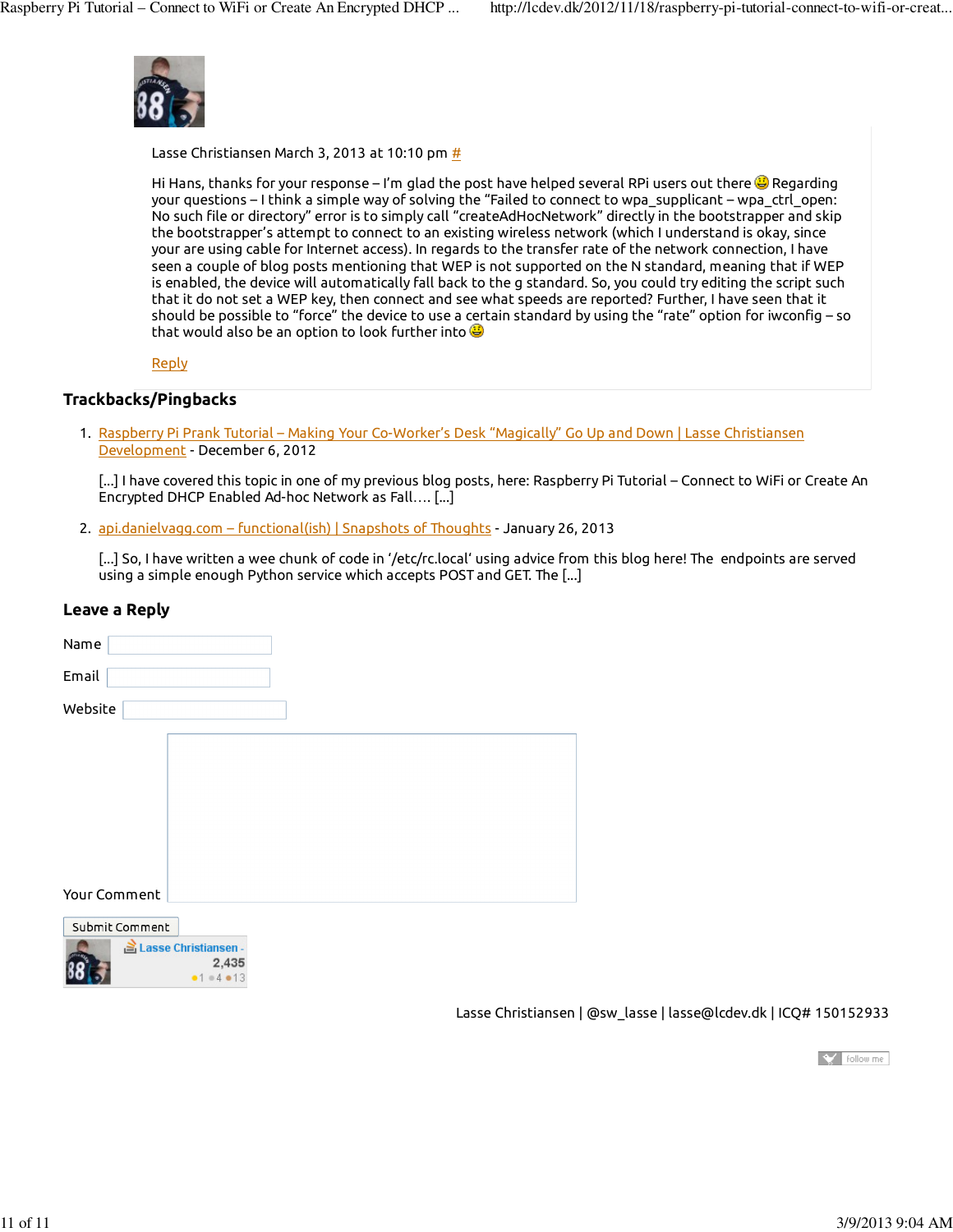Lasse Christiansen March 3, 2013 at 10:10 pm #

Hi Hans, thanks for your response – I'm glad the post have helped several RPi users out there Regarding your questions – I think a simple way of solving the "Failed to connect to wpa_supplicant – wpa_ctrl_open: No such file or directory" error is to simply call "createAdHocNetwork" directly in the bootstrapper and skip the bootstrapper's attempt to connect to an existing wireless network (which I understand is okay, since your are using cable for Internet access). In regards to the transfer rate of the network connection, I have seen a couple of blog posts mentioning that WEP is not supported on the N standard, meaning that if WEP is enabled, the device will automatically fall back to the g standard. So, you could try editing the script such that it do not set a WEP key, then connect and see what speeds are reported? Further, I have seen that it should be possible to "force" the device to use a certain standard by using the "rate" option for iwconfig – so that would also be an option to look further into

Reply

### Trackbacks/Pingbacks

1. Raspberry Pi Prank Tutorial – Making Your Co-Worker's Desk "Magically" Go Up and Down | Lasse Christiansen Development - December 6, 2012

   [...] I have covered this topic in one of my previous blog posts, here: Raspberry Pi Tutorial – Connect to WiFi or Create An Encrypted DHCP Enabled Ad-hoc Network as Fall…. [...]

2. api.danielvagg.com – functional(ish) | Snapshots of Thoughts - January 26, 2013

   [...] So, I have written a wee chunk of code in '/etc/rc.local' using advice from this blog here! The endpoints are served using a simple enough Python service which accepts POST and GET. The [...]

### Leave a Reply

Name

Email

Website

Your Comment

Submit Comment

Lasse Christiansen
2,435
1 4 13

Lasse Christiansen | @sw_lasse | lasse@lcdev.dk | ICQ# 150152933

follow me